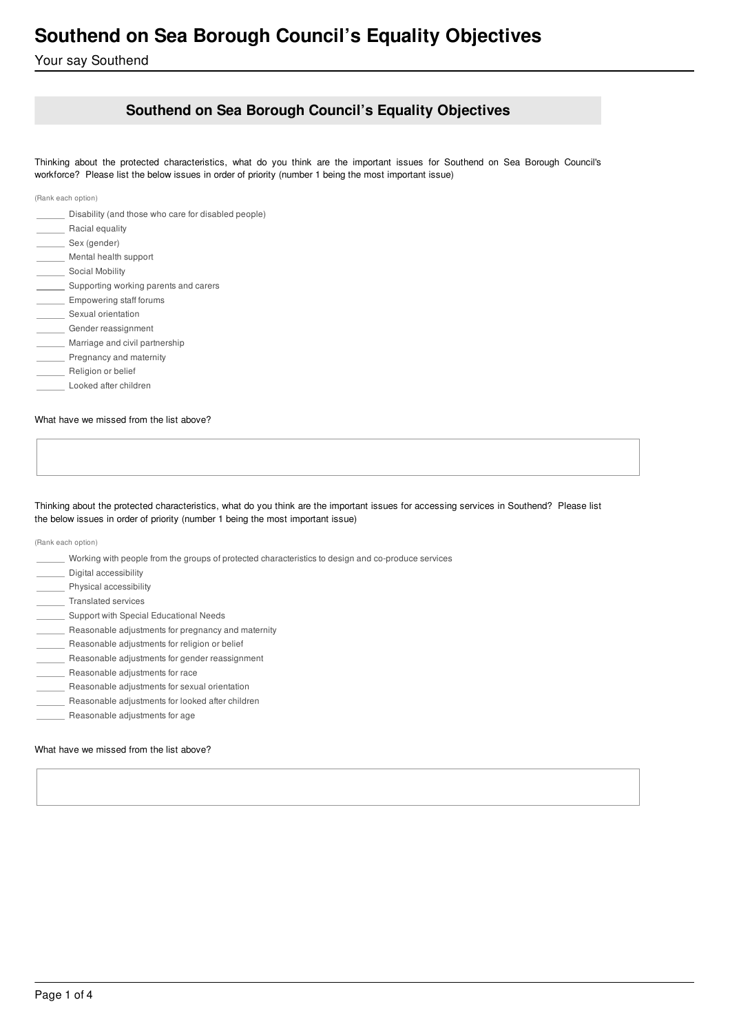# Southend on Sea Borough Council's Equality Objectives

Your say Southend

## Southend on Sea Borough Council's Equality Objectives

Thinking about the protected characteristics, what do you think are the important issues for Southend on Sea Borough Council's workforce? Please list the below issues in order of priority (number 1 being the most important issue)

(Rank each option)

______ Disability (and those who care for disabled people)
______ Racial equality
______ Sex (gender)
______ Mental health support
______ Social Mobility
______ Supporting working parents and carers
______ Empowering staff forums
______ Sexual orientation
______ Gender reassignment
______ Marriage and civil partnership
______ Pregnancy and maternity
______ Religion or belief
______ Looked after children

What have we missed from the list above?

Thinking about the protected characteristics, what do you think are the important issues for accessing services in Southend? Please list the below issues in order of priority (number 1 being the most important issue)

(Rank each option)

______ Working with people from the groups of protected characteristics to design and co-produce services
______ Digital accessibility
______ Physical accessibility
______ Translated services
______ Support with Special Educational Needs
______ Reasonable adjustments for pregnancy and maternity
______ Reasonable adjustments for religion or belief
______ Reasonable adjustments for gender reassignment
______ Reasonable adjustments for race
______ Reasonable adjustments for sexual orientation
______ Reasonable adjustments for looked after children
______ Reasonable adjustments for age

What have we missed from the list above?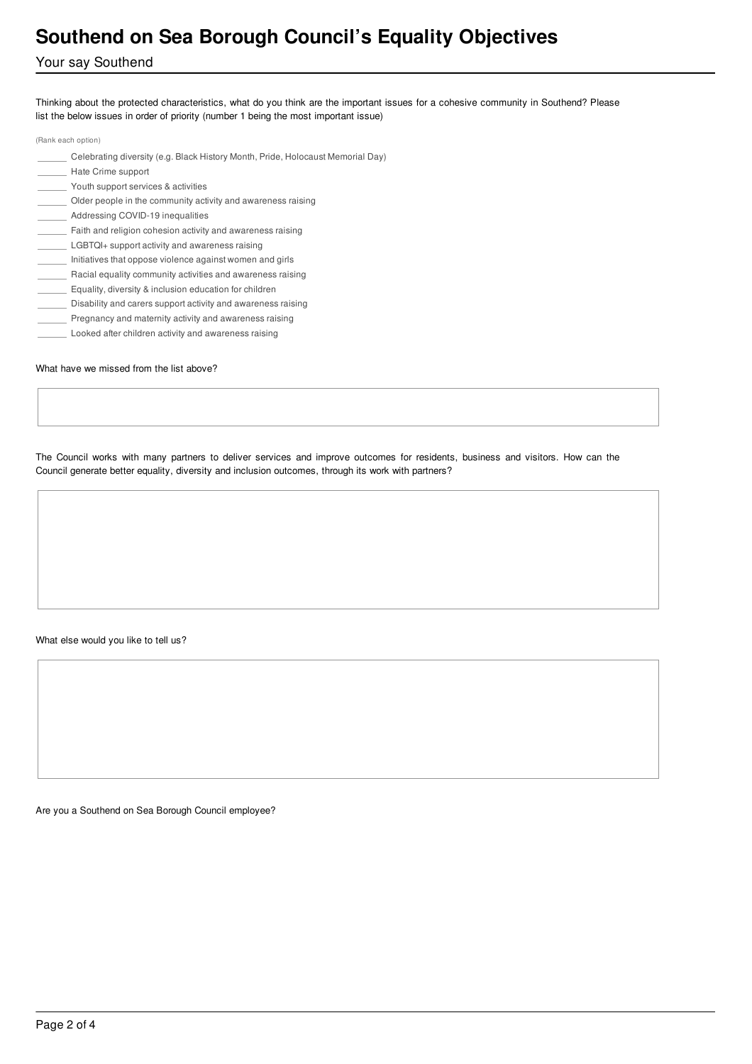# Southend on Sea Borough Council's Equality Objectives

Your say Southend

Thinking about the protected characteristics, what do you think are the important issues for a cohesive community in Southend? Please list the below issues in order of priority (number 1 being the most important issue)

(Rank each option)

______ Celebrating diversity (e.g. Black History Month, Pride, Holocaust Memorial Day)
______ Hate Crime support
______ Youth support services & activities
______ Older people in the community activity and awareness raising
______ Addressing COVID-19 inequalities
______ Faith and religion cohesion activity and awareness raising
______ LGBTQI+ support activity and awareness raising
______ Initiatives that oppose violence against women and girls
______ Racial equality community activities and awareness raising
______ Equality, diversity & inclusion education for children
______ Disability and carers support activity and awareness raising
______ Pregnancy and maternity activity and awareness raising
______ Looked after children activity and awareness raising

What have we missed from the list above?

The Council works with many partners to deliver services and improve outcomes for residents, business and visitors. How can the Council generate better equality, diversity and inclusion outcomes, through its work with partners?

What else would you like to tell us?

Are you a Southend on Sea Borough Council employee?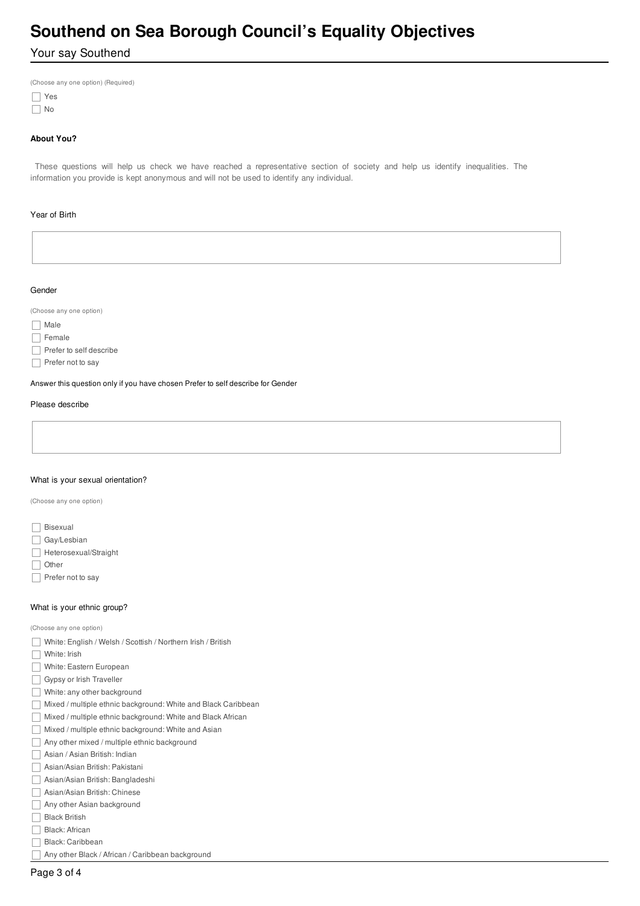(Choose any one option) (Required)

- [ ] Yes
- [ ] No

**About You?**

These questions will help us check we have reached a representative section of society and help us identify inequalities. The information you provide is kept anonymous and will not be used to identify any individual.

Year of Birth

Gender

(Choose any one option)

- [ ] Male
- [ ] Female
- [ ] Prefer to self describe
- [ ] Prefer not to say

Answer this question only if you have chosen Prefer to self describe for Gender

Please describe

What is your sexual orientation?

(Choose any one option)

- [ ] Bisexual
- [ ] Gay/Lesbian
- [ ] Heterosexual/Straight
- [ ] Other
- [ ] Prefer not to say

What is your ethnic group?

(Choose any one option)

- [ ] White: English / Welsh / Scottish / Northern Irish / British
- [ ] White: Irish
- [ ] White: Eastern European
- [ ] Gypsy or Irish Traveller
- [ ] White: any other background
- [ ] Mixed / multiple ethnic background: White and Black Caribbean
- [ ] Mixed / multiple ethnic background: White and Black African
- [ ] Mixed / multiple ethnic background: White and Asian
- [ ] Any other mixed / multiple ethnic background
- [ ] Asian / Asian British: Indian
- [ ] Asian/Asian British: Pakistani
- [ ] Asian/Asian British: Bangladeshi
- [ ] Asian/Asian British: Chinese
- [ ] Any other Asian background
- [ ] Black British
- [ ] Black: African
- [ ] Black: Caribbean
- [ ] Any other Black / African / Caribbean background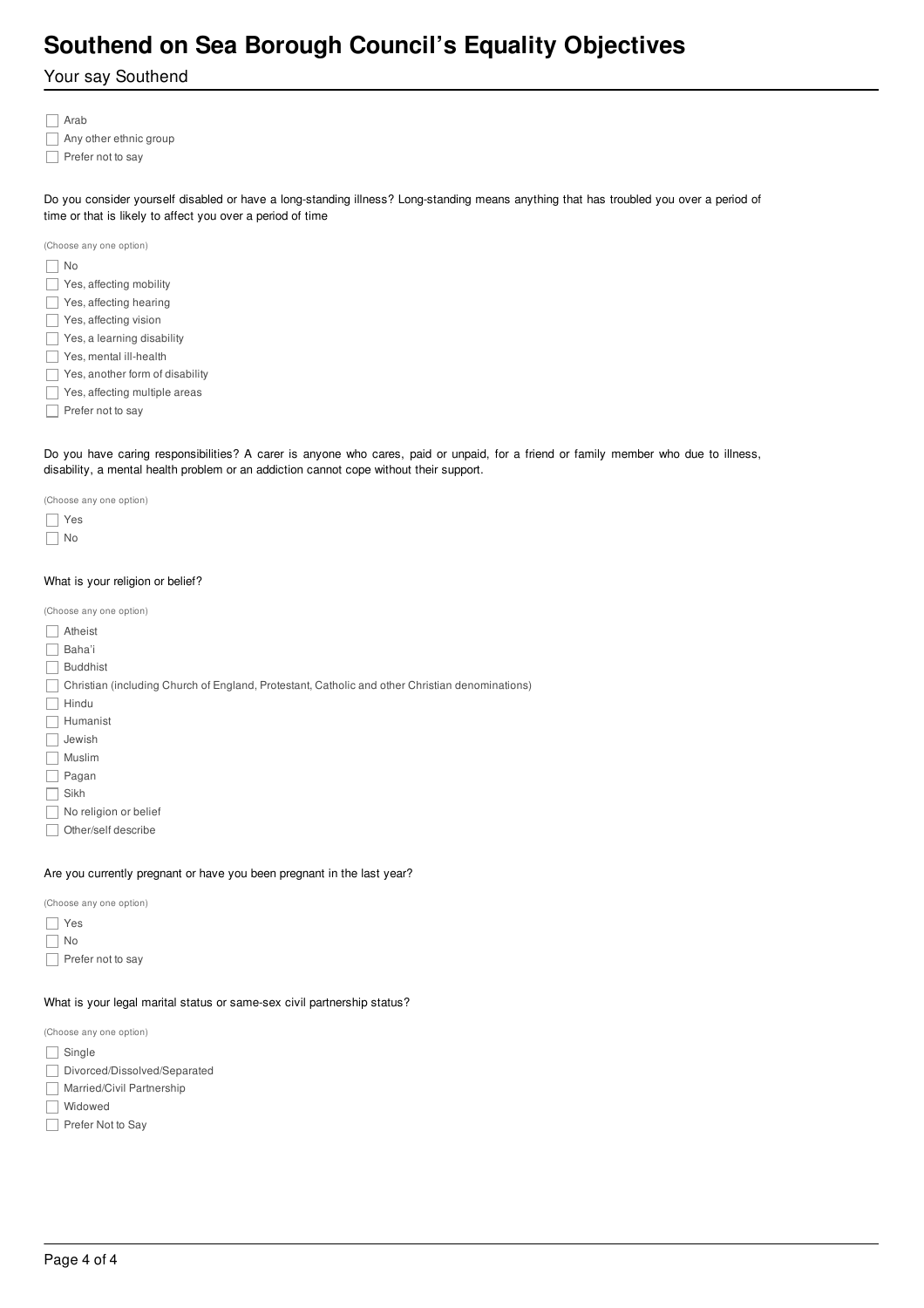- [ ] Arab
- [ ] Any other ethnic group
- [ ] Prefer not to say

Do you consider yourself disabled or have a long-standing illness? Long-standing means anything that has troubled you over a period of time or that is likely to affect you over a period of time

(Choose any one option)

- [ ] No
- [ ] Yes, affecting mobility
- [ ] Yes, affecting hearing
- [ ] Yes, affecting vision
- [ ] Yes, a learning disability
- [ ] Yes, mental ill-health
- [ ] Yes, another form of disability
- [ ] Yes, affecting multiple areas
- [ ] Prefer not to say

Do you have caring responsibilities? A carer is anyone who cares, paid or unpaid, for a friend or family member who due to illness, disability, a mental health problem or an addiction cannot cope without their support.

(Choose any one option)

- [ ] Yes
- [ ] No

What is your religion or belief?

(Choose any one option)

- [ ] Atheist
- [ ] Baha'i
- [ ] Buddhist
- [ ] Christian (including Church of England, Protestant, Catholic and other Christian denominations)
- [ ] Hindu
- [ ] Humanist
- [ ] Jewish
- [ ] Muslim
- [ ] Pagan
- [ ] Sikh
- [ ] No religion or belief
- [ ] Other/self describe

Are you currently pregnant or have you been pregnant in the last year?

(Choose any one option)

- [ ] Yes
- [ ] No
- [ ] Prefer not to say

What is your legal marital status or same-sex civil partnership status?

(Choose any one option)

- [ ] Single
- [ ] Divorced/Dissolved/Separated
- [ ] Married/Civil Partnership
- [ ] Widowed
- [ ] Prefer Not to Say